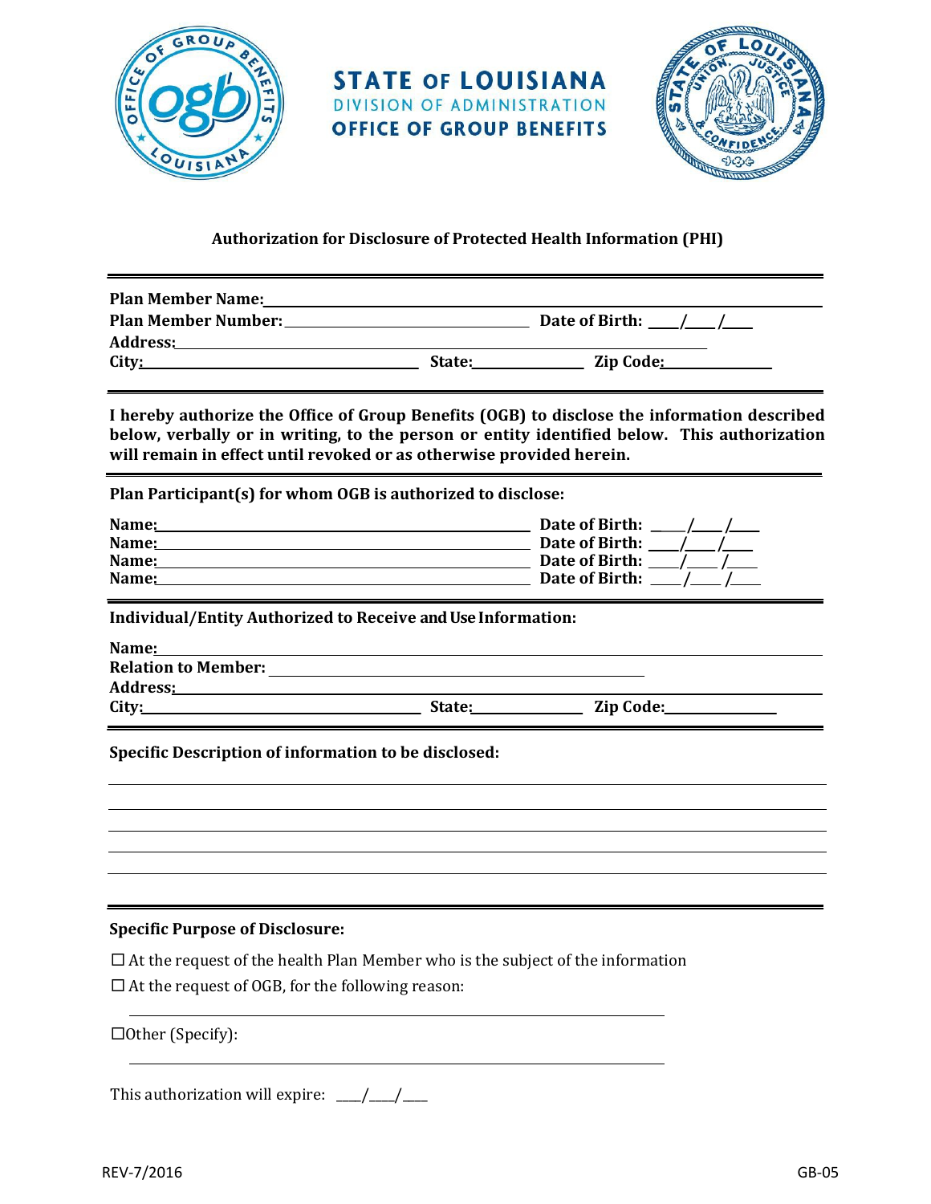# STATE OF LOUISIANA
## DIVISION OF ADMINISTRATION
## OFFICE OF GROUP BENEFITS

### Authorization for Disclosure of Protected Health Information (PHI)

---

**Plan Member Name:** ______________________________________________

**Plan Member Number:** ______________________ **Date of Birth:** ____/____/____

**Address:** ______________________________________________

**City:** ______________________ **State:** __________ **Zip Code:** __________

---

**I hereby authorize the Office of Group Benefits (OGB) to disclose the information described below, verbally or in writing, to the person or entity identified below. This authorization will remain in effect until revoked or as otherwise provided herein.**

---

**Plan Participant(s) for whom OGB is authorized to disclose:**

**Name:** ______________________________ **Date of Birth:** ____/____/____
**Name:** ______________________________ **Date of Birth:** ____/____/____
**Name:** ______________________________ **Date of Birth:** ____/____/____
**Name:** ______________________________ **Date of Birth:** ____/____/____

---

**Individual/Entity Authorized to Receive and Use Information:**

**Name:** ______________________________________________

**Relation to Member:** ______________________________

**Address:** ______________________________________________

**City:** ______________________ **State:** __________ **Zip Code:** __________

---

**Specific Description of information to be disclosed:**

______________________________________________

______________________________________________

______________________________________________

______________________________________________

______________________________________________

---

**Specific Purpose of Disclosure:**

☐ At the request of the health Plan Member who is the subject of the information

☐ At the request of OGB, for the following reason:

______________________________________________

☐Other (Specify):

______________________________________________

This authorization will expire: ___/___/___

REV-7/2016 GB-05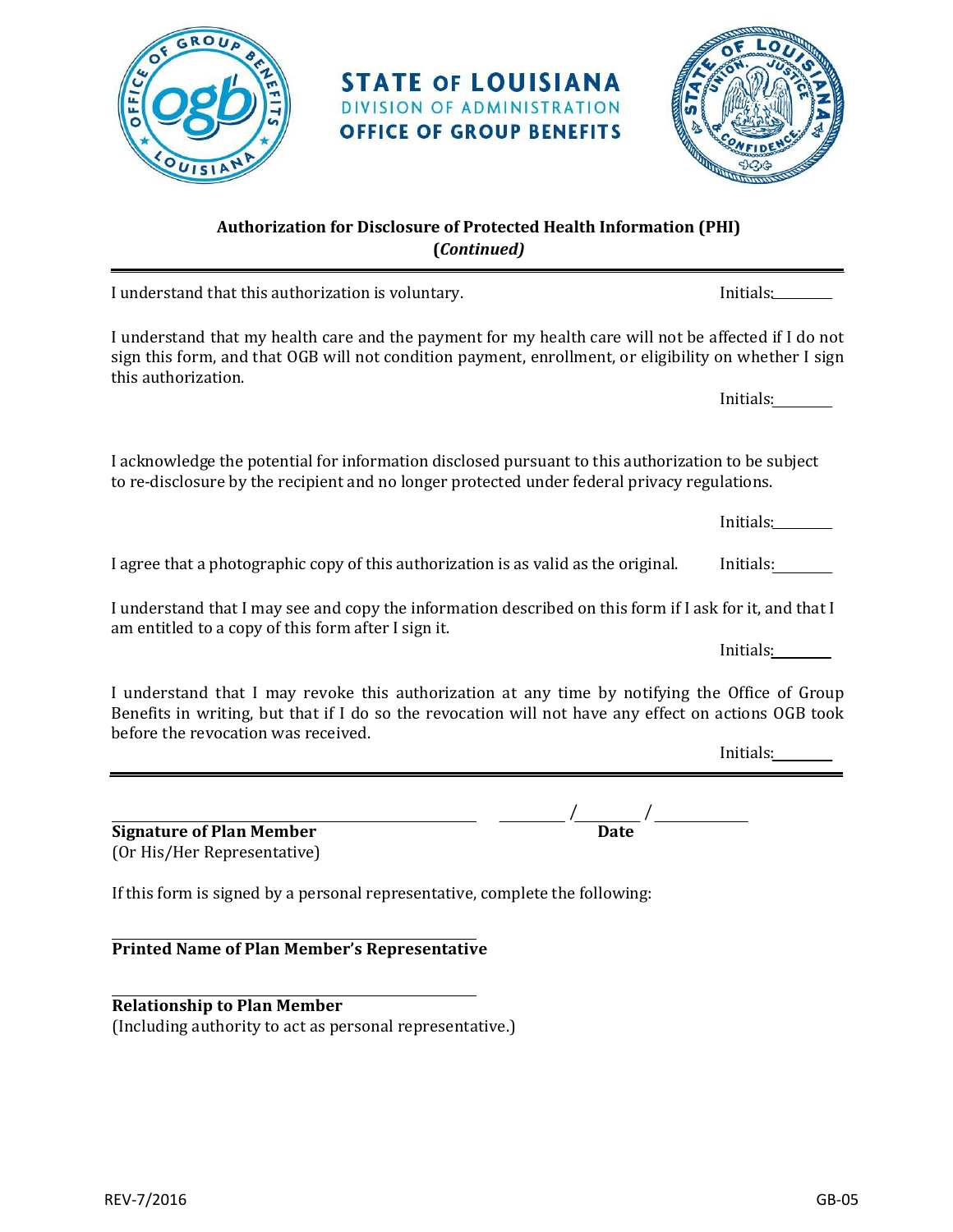STATE OF LOUISIANA
DIVISION OF ADMINISTRATION
OFFICE OF GROUP BENEFITS

## Authorization for Disclosure of Protected Health Information (PHI) (*Continued)*

I understand that this authorization is voluntary. Initials:________

I understand that my health care and the payment for my health care will not be affected if I do not sign this form, and that OGB will not condition payment, enrollment, or eligibility on whether I sign this authorization.

Initials:________

I acknowledge the potential for information disclosed pursuant to this authorization to be subject to re-disclosure by the recipient and no longer protected under federal privacy regulations.

Initials:________

I agree that a photographic copy of this authorization is as valid as the original. Initials:________

I understand that I may see and copy the information described on this form if I ask for it, and that I am entitled to a copy of this form after I sign it.

Initials:________

I understand that I may revoke this authorization at any time by notifying the Office of Group Benefits in writing, but that if I do so the revocation will not have any effect on actions OGB took before the revocation was received.

Initials:________

---

______________________________________ ________/________/__________

**Signature of Plan Member** **Date**
(Or His/Her Representative)

If this form is signed by a personal representative, complete the following:

______________________________________

**Printed Name of Plan Member's Representative**

______________________________________

**Relationship to Plan Member**
(Including authority to act as personal representative.)

REV-7/2016 GB-05